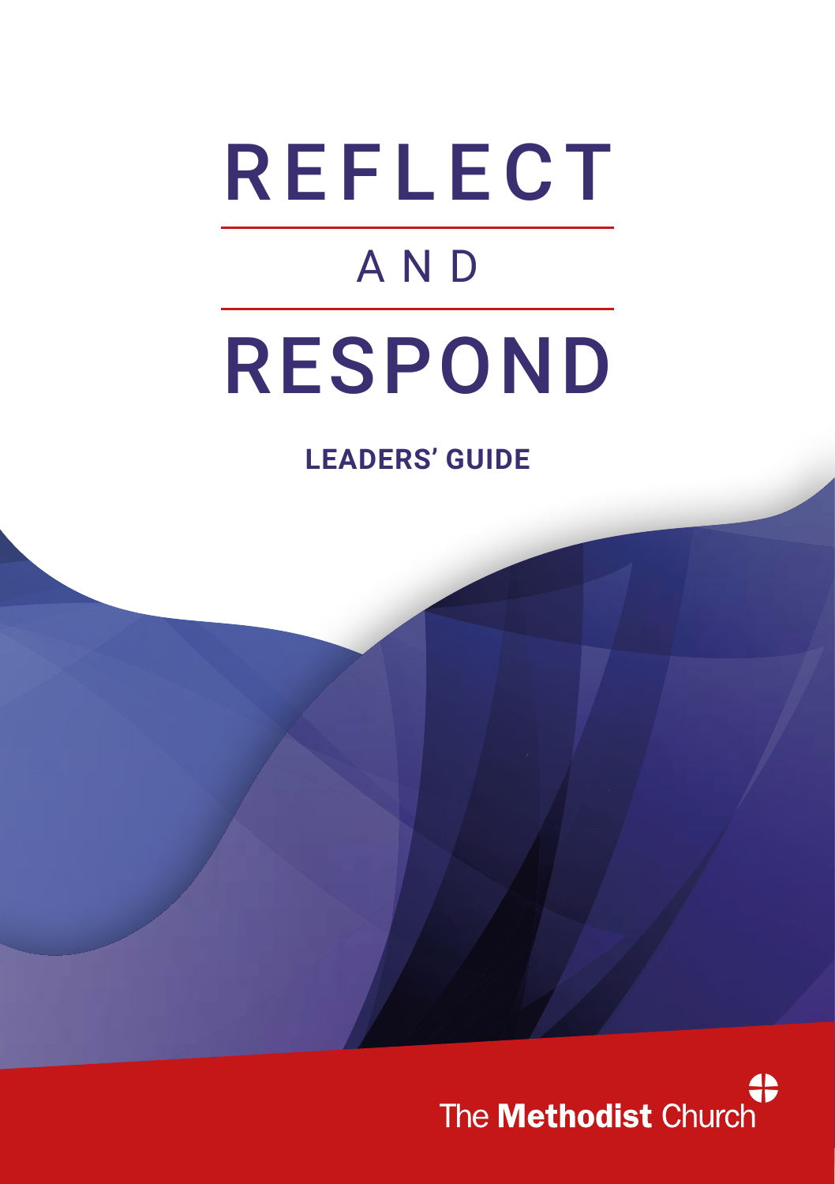# REFLECT

AND

# RESPOND

**LEADERS' GUIDE**

The **Methodist** Church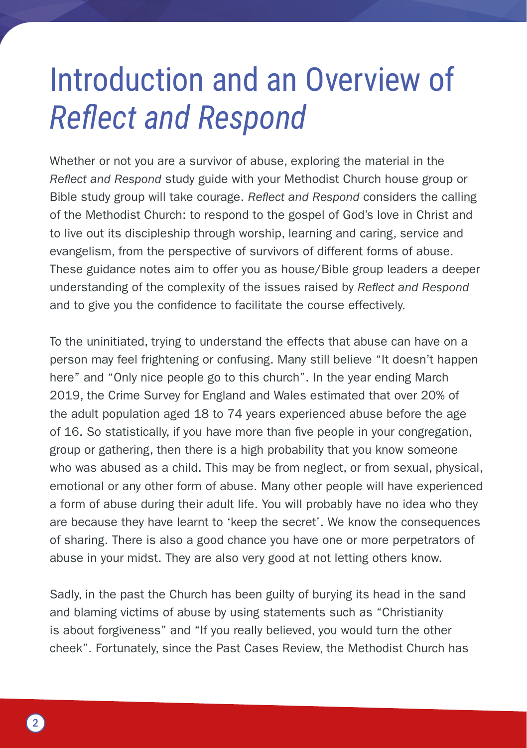# Introduction and an Overview of *Reflect and Respond*

Whether or not you are a survivor of abuse, exploring the material in the *Reflect and Respond* study guide with your Methodist Church house group or Bible study group will take courage. *Reflect and Respond* considers the calling of the Methodist Church: to respond to the gospel of God's love in Christ and to live out its discipleship through worship, learning and caring, service and evangelism, from the perspective of survivors of different forms of abuse. These guidance notes aim to offer you as house/Bible group leaders a deeper understanding of the complexity of the issues raised by *Reflect and Respond* and to give you the confidence to facilitate the course effectively.

To the uninitiated, trying to understand the effects that abuse can have on a person may feel frightening or confusing. Many still believe "It doesn't happen here" and "Only nice people go to this church". In the year ending March 2019, the Crime Survey for England and Wales estimated that over 20% of the adult population aged 18 to 74 years experienced abuse before the age of 16. So statistically, if you have more than five people in your congregation, group or gathering, then there is a high probability that you know someone who was abused as a child. This may be from neglect, or from sexual, physical, emotional or any other form of abuse. Many other people will have experienced a form of abuse during their adult life. You will probably have no idea who they are because they have learnt to 'keep the secret'. We know the consequences of sharing. There is also a good chance you have one or more perpetrators of abuse in your midst. They are also very good at not letting others know.

Sadly, in the past the Church has been guilty of burying its head in the sand and blaming victims of abuse by using statements such as "Christianity is about forgiveness" and "If you really believed, you would turn the other cheek". Fortunately, since the Past Cases Review, the Methodist Church has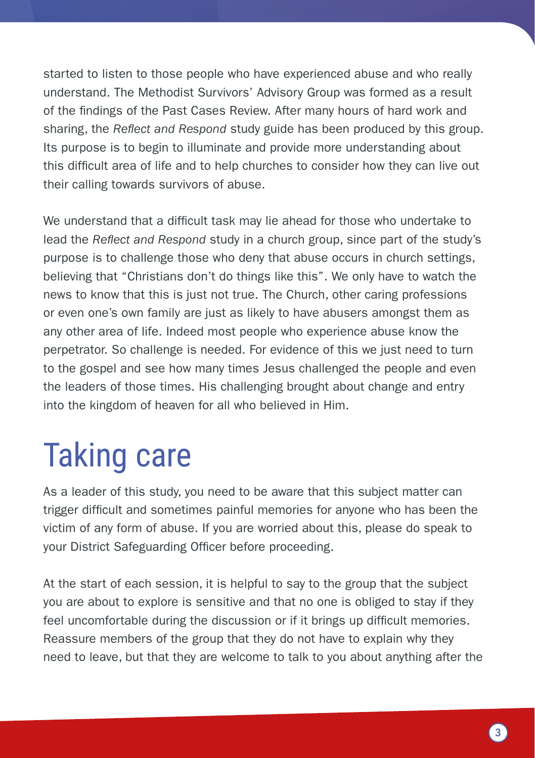started to listen to those people who have experienced abuse and who really understand. The Methodist Survivors' Advisory Group was formed as a result of the findings of the Past Cases Review. After many hours of hard work and sharing, the *Reflect and Respond* study guide has been produced by this group. Its purpose is to begin to illuminate and provide more understanding about this difficult area of life and to help churches to consider how they can live out their calling towards survivors of abuse.

We understand that a difficult task may lie ahead for those who undertake to lead the *Reflect and Respond* study in a church group, since part of the study's purpose is to challenge those who deny that abuse occurs in church settings, believing that "Christians don't do things like this". We only have to watch the news to know that this is just not true. The Church, other caring professions or even one's own family are just as likely to have abusers amongst them as any other area of life. Indeed most people who experience abuse know the perpetrator. So challenge is needed. For evidence of this we just need to turn to the gospel and see how many times Jesus challenged the people and even the leaders of those times. His challenging brought about change and entry into the kingdom of heaven for all who believed in Him.

# Taking care

As a leader of this study, you need to be aware that this subject matter can trigger difficult and sometimes painful memories for anyone who has been the victim of any form of abuse. If you are worried about this, please do speak to your District Safeguarding Officer before proceeding.

At the start of each session, it is helpful to say to the group that the subject you are about to explore is sensitive and that no one is obliged to stay if they feel uncomfortable during the discussion or if it brings up difficult memories. Reassure members of the group that they do not have to explain why they need to leave, but that they are welcome to talk to you about anything after the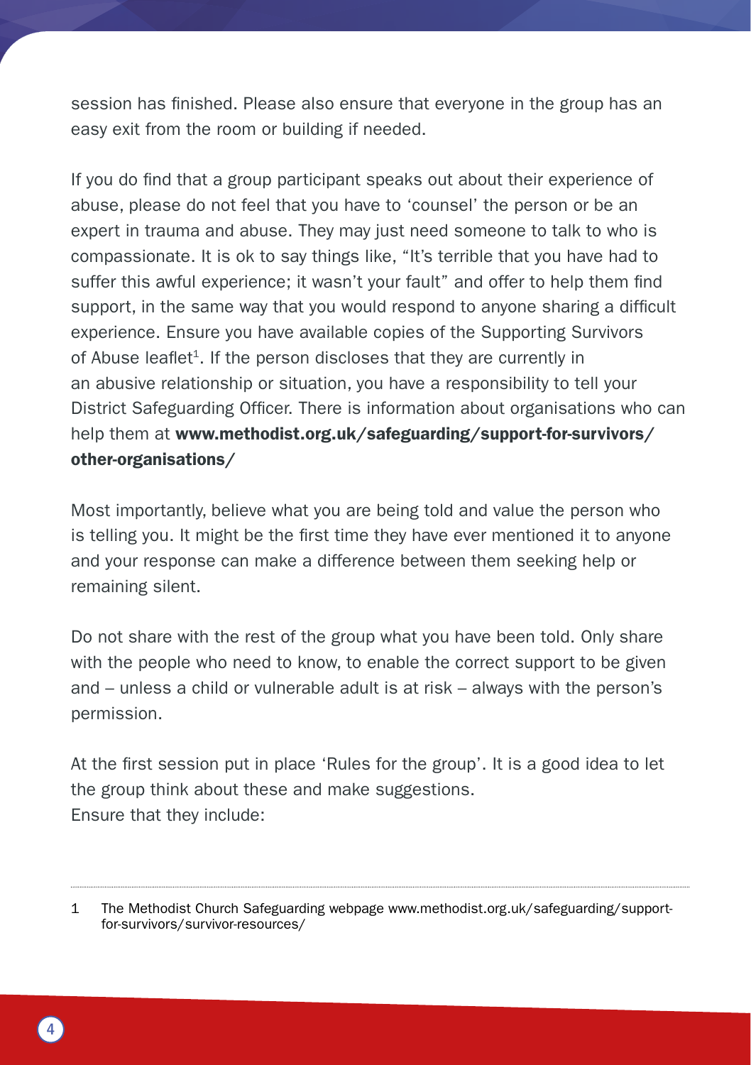session has finished. Please also ensure that everyone in the group has an easy exit from the room or building if needed.

If you do find that a group participant speaks out about their experience of abuse, please do not feel that you have to 'counsel' the person or be an expert in trauma and abuse. They may just need someone to talk to who is compassionate. It is ok to say things like, "It's terrible that you have had to suffer this awful experience; it wasn't your fault" and offer to help them find support, in the same way that you would respond to anyone sharing a difficult experience. Ensure you have available copies of the Supporting Survivors of Abuse leaflet[1]. If the person discloses that they are currently in an abusive relationship or situation, you have a responsibility to tell your District Safeguarding Officer. There is information about organisations who can help them at **www.methodist.org.uk/safeguarding/support-for-survivors/other-organisations/**

Most importantly, believe what you are being told and value the person who is telling you. It might be the first time they have ever mentioned it to anyone and your response can make a difference between them seeking help or remaining silent.

Do not share with the rest of the group what you have been told. Only share with the people who need to know, to enable the correct support to be given and – unless a child or vulnerable adult is at risk – always with the person's permission.

At the first session put in place 'Rules for the group'. It is a good idea to let the group think about these and make suggestions.
Ensure that they include:

---

1 The Methodist Church Safeguarding webpage www.methodist.org.uk/safeguarding/support-for-survivors/survivor-resources/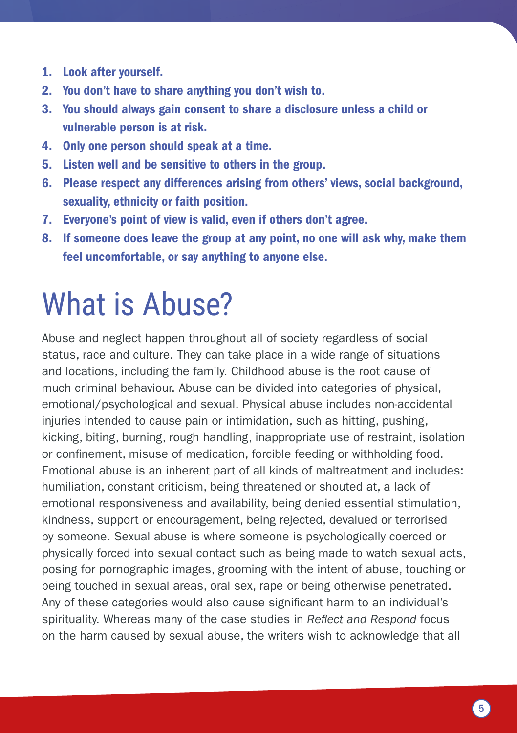1. **Look after yourself.**
2. **You don't have to share anything you don't wish to.**
3. **You should always gain consent to share a disclosure unless a child or vulnerable person is at risk.**
4. **Only one person should speak at a time.**
5. **Listen well and be sensitive to others in the group.**
6. **Please respect any differences arising from others' views, social background, sexuality, ethnicity or faith position.**
7. **Everyone's point of view is valid, even if others don't agree.**
8. **If someone does leave the group at any point, no one will ask why, make them feel uncomfortable, or say anything to anyone else.**

# What is Abuse?

Abuse and neglect happen throughout all of society regardless of social status, race and culture. They can take place in a wide range of situations and locations, including the family. Childhood abuse is the root cause of much criminal behaviour. Abuse can be divided into categories of physical, emotional/psychological and sexual. Physical abuse includes non-accidental injuries intended to cause pain or intimidation, such as hitting, pushing, kicking, biting, burning, rough handling, inappropriate use of restraint, isolation or confinement, misuse of medication, forcible feeding or withholding food. Emotional abuse is an inherent part of all kinds of maltreatment and includes: humiliation, constant criticism, being threatened or shouted at, a lack of emotional responsiveness and availability, being denied essential stimulation, kindness, support or encouragement, being rejected, devalued or terrorised by someone. Sexual abuse is where someone is psychologically coerced or physically forced into sexual contact such as being made to watch sexual acts, posing for pornographic images, grooming with the intent of abuse, touching or being touched in sexual areas, oral sex, rape or being otherwise penetrated. Any of these categories would also cause significant harm to an individual's spirituality. Whereas many of the case studies in *Reflect and Respond* focus on the harm caused by sexual abuse, the writers wish to acknowledge that all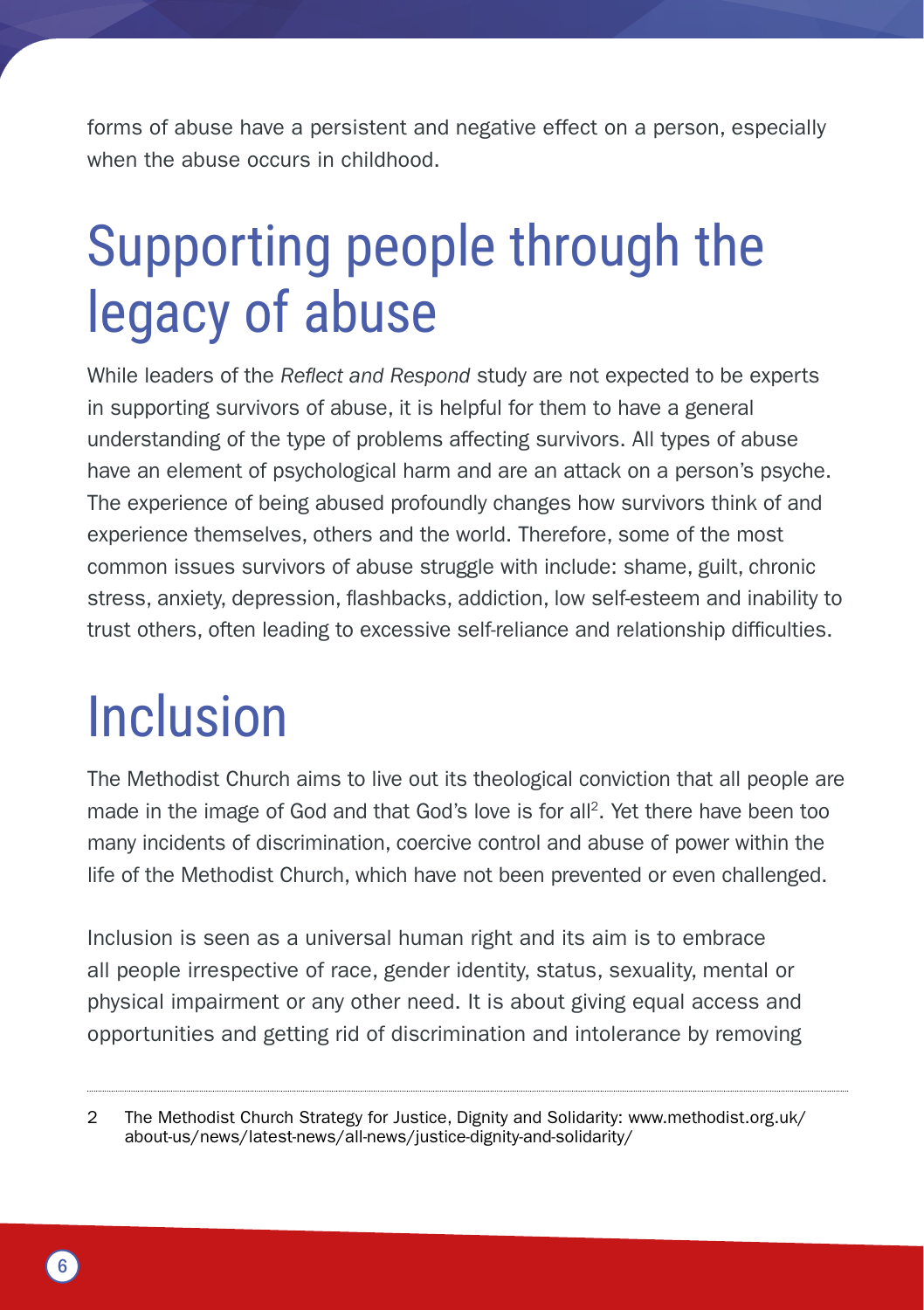forms of abuse have a persistent and negative effect on a person, especially when the abuse occurs in childhood.

## Supporting people through the legacy of abuse

While leaders of the *Reflect and Respond* study are not expected to be experts in supporting survivors of abuse, it is helpful for them to have a general understanding of the type of problems affecting survivors. All types of abuse have an element of psychological harm and are an attack on a person's psyche. The experience of being abused profoundly changes how survivors think of and experience themselves, others and the world. Therefore, some of the most common issues survivors of abuse struggle with include: shame, guilt, chronic stress, anxiety, depression, flashbacks, addiction, low self-esteem and inability to trust others, often leading to excessive self-reliance and relationship difficulties.

## Inclusion

The Methodist Church aims to live out its theological conviction that all people are made in the image of God and that God's love is for all[2]. Yet there have been too many incidents of discrimination, coercive control and abuse of power within the life of the Methodist Church, which have not been prevented or even challenged.

Inclusion is seen as a universal human right and its aim is to embrace all people irrespective of race, gender identity, status, sexuality, mental or physical impairment or any other need. It is about giving equal access and opportunities and getting rid of discrimination and intolerance by removing

---

2 The Methodist Church Strategy for Justice, Dignity and Solidarity: www.methodist.org.uk/about-us/news/latest-news/all-news/justice-dignity-and-solidarity/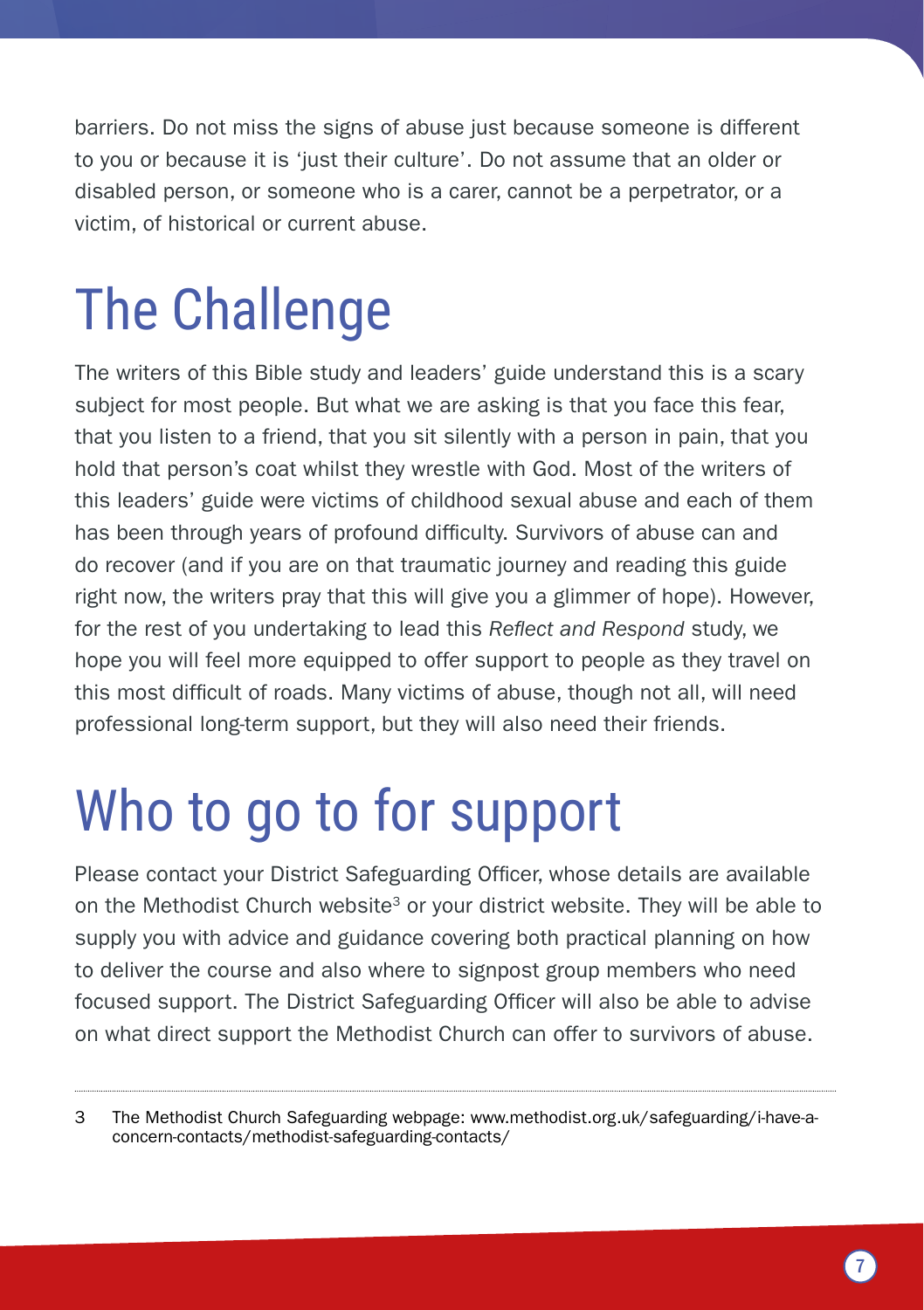barriers. Do not miss the signs of abuse just because someone is different to you or because it is 'just their culture'. Do not assume that an older or disabled person, or someone who is a carer, cannot be a perpetrator, or a victim, of historical or current abuse.

# The Challenge

The writers of this Bible study and leaders' guide understand this is a scary subject for most people. But what we are asking is that you face this fear, that you listen to a friend, that you sit silently with a person in pain, that you hold that person's coat whilst they wrestle with God. Most of the writers of this leaders' guide were victims of childhood sexual abuse and each of them has been through years of profound difficulty. Survivors of abuse can and do recover (and if you are on that traumatic journey and reading this guide right now, the writers pray that this will give you a glimmer of hope). However, for the rest of you undertaking to lead this *Reflect and Respond* study, we hope you will feel more equipped to offer support to people as they travel on this most difficult of roads. Many victims of abuse, though not all, will need professional long-term support, but they will also need their friends.

# Who to go to for support

Please contact your District Safeguarding Officer, whose details are available on the Methodist Church website[3] or your district website. They will be able to supply you with advice and guidance covering both practical planning on how to deliver the course and also where to signpost group members who need focused support. The District Safeguarding Officer will also be able to advise on what direct support the Methodist Church can offer to survivors of abuse.

---

3 The Methodist Church Safeguarding webpage: www.methodist.org.uk/safeguarding/i-have-a-concern-contacts/methodist-safeguarding-contacts/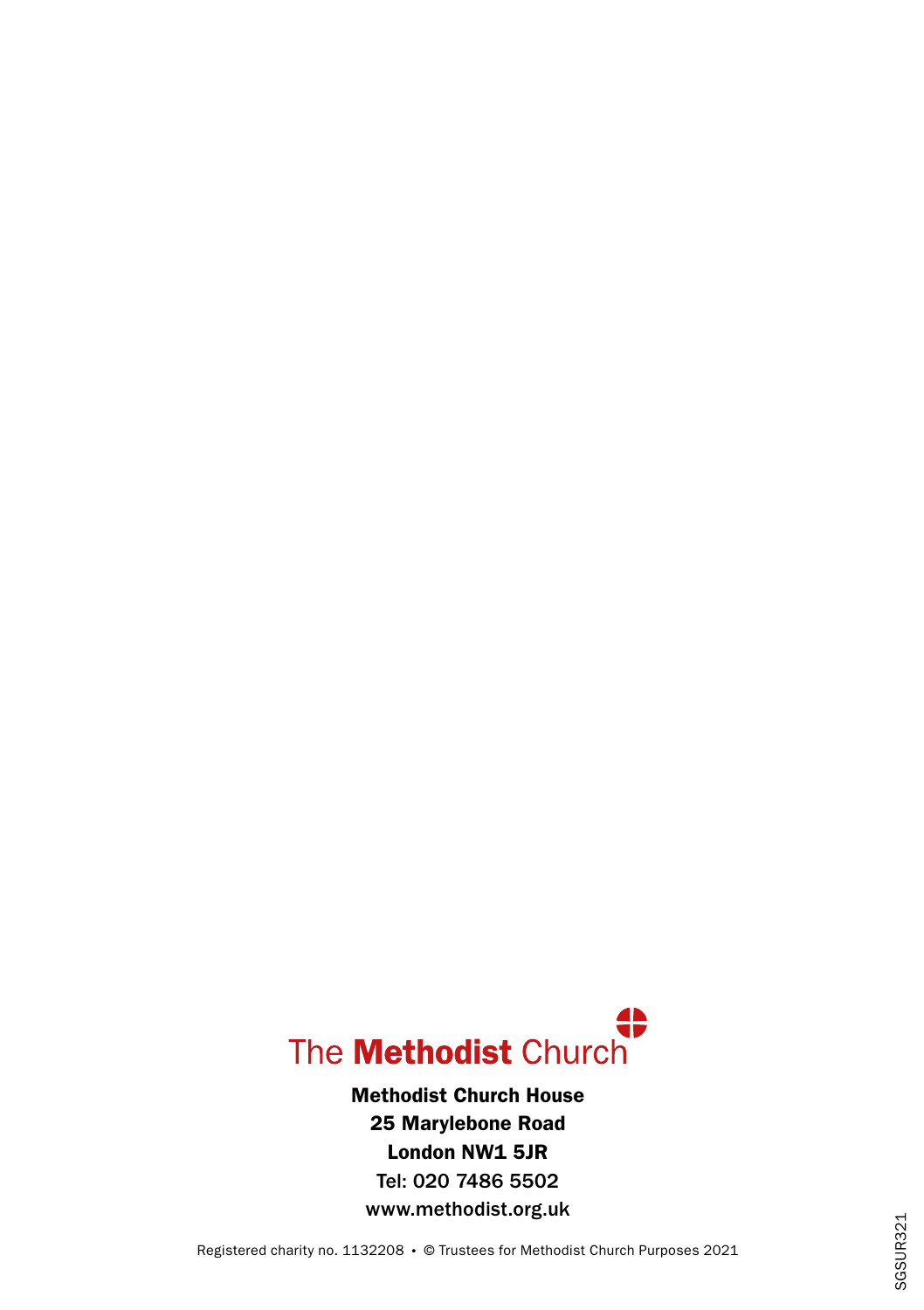The **Methodist** Church

**Methodist Church House**
**25 Marylebone Road**
**London NW1 5JR**
Tel: 020 7486 5502
www.methodist.org.uk

Registered charity no. 1132208 • © Trustees for Methodist Church Purposes 2021

SGSUR321